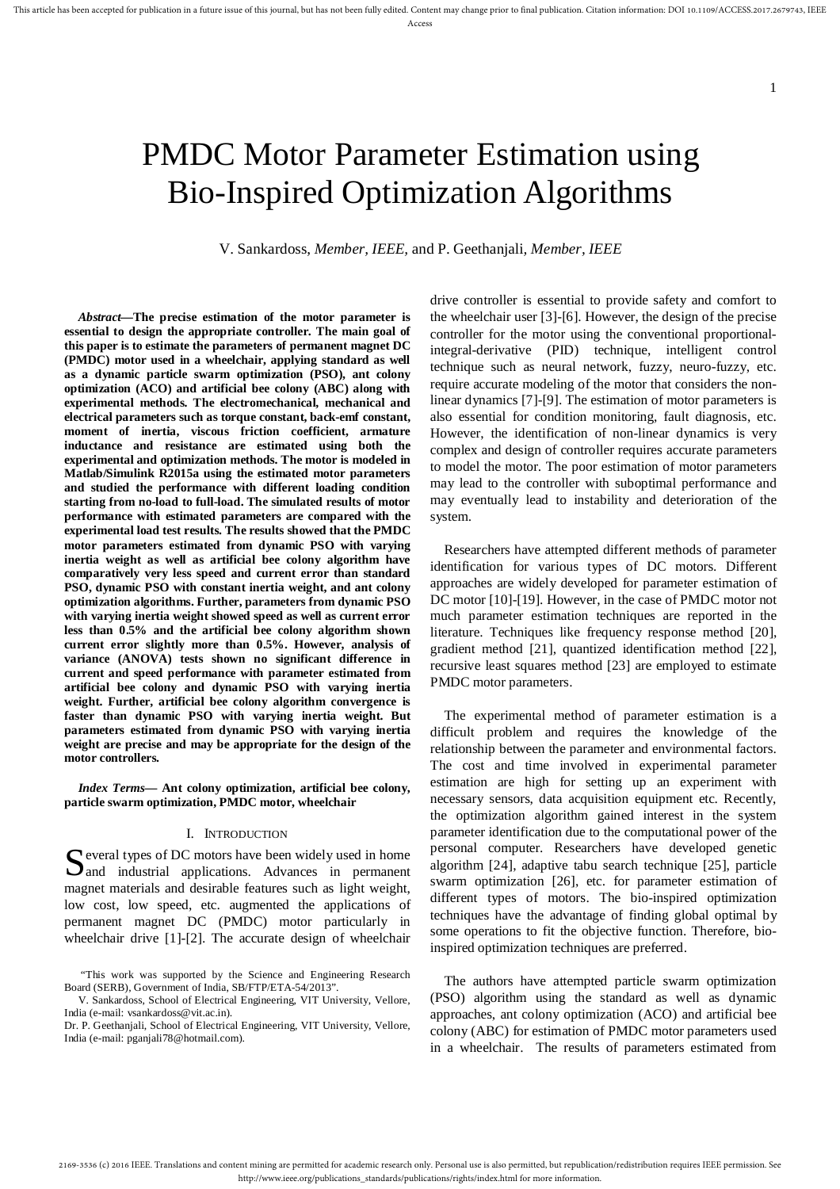# PMDC Motor Parameter Estimation using Bio-Inspired Optimization Algorithms

V. Sankardoss, *Member, IEEE*, and P. Geethanjali, *Member, IEEE*

***Abstract*—The precise estimation of the motor parameter is essential to design the appropriate controller. The main goal of this paper is to estimate the parameters of permanent magnet DC (PMDC) motor used in a wheelchair, applying standard as well as a dynamic particle swarm optimization (PSO), ant colony optimization (ACO) and artificial bee colony (ABC) along with experimental methods. The electromechanical, mechanical and electrical parameters such as torque constant, back-emf constant, moment of inertia, viscous friction coefficient, armature inductance and resistance are estimated using both the experimental and optimization methods. The motor is modeled in Matlab/Simulink R2015a using the estimated motor parameters and studied the performance with different loading condition starting from no-load to full-load. The simulated results of motor performance with estimated parameters are compared with the experimental load test results. The results showed that the PMDC motor parameters estimated from dynamic PSO with varying inertia weight as well as artificial bee colony algorithm have comparatively very less speed and current error than standard PSO, dynamic PSO with constant inertia weight, and ant colony optimization algorithms. Further, parameters from dynamic PSO with varying inertia weight showed speed as well as current error less than 0.5% and the artificial bee colony algorithm shown current error slightly more than 0.5%. However, analysis of variance (ANOVA) tests shown no significant difference in current and speed performance with parameter estimated from artificial bee colony and dynamic PSO with varying inertia weight. Further, artificial bee colony algorithm convergence is faster than dynamic PSO with varying inertia weight. But parameters estimated from dynamic PSO with varying inertia weight are precise and may be appropriate for the design of the motor controllers.**

***Index Terms*— Ant colony optimization, artificial bee colony, particle swarm optimization, PMDC motor, wheelchair**

## I. Introduction

Several types of DC motors have been widely used in home and industrial applications. Advances in permanent magnet materials and desirable features such as light weight, low cost, low speed, etc. augmented the applications of permanent magnet DC (PMDC) motor particularly in wheelchair drive [1]-[2]. The accurate design of wheelchair drive controller is essential to provide safety and comfort to the wheelchair user [3]-[6]. However, the design of the precise controller for the motor using the conventional proportional-integral-derivative (PID) technique, intelligent control technique such as neural network, fuzzy, neuro-fuzzy, etc. require accurate modeling of the motor that considers the non-linear dynamics [7]-[9]. The estimation of motor parameters is also essential for condition monitoring, fault diagnosis, etc. However, the identification of non-linear dynamics is very complex and design of controller requires accurate parameters to model the motor. The poor estimation of motor parameters may lead to the controller with suboptimal performance and may eventually lead to instability and deterioration of the system.

Researchers have attempted different methods of parameter identification for various types of DC motors. Different approaches are widely developed for parameter estimation of DC motor [10]-[19]. However, in the case of PMDC motor not much parameter estimation techniques are reported in the literature. Techniques like frequency response method [20], gradient method [21], quantized identification method [22], recursive least squares method [23] are employed to estimate PMDC motor parameters.

The experimental method of parameter estimation is a difficult problem and requires the knowledge of the relationship between the parameter and environmental factors. The cost and time involved in experimental parameter estimation are high for setting up an experiment with necessary sensors, data acquisition equipment etc. Recently, the optimization algorithm gained interest in the system parameter identification due to the computational power of the personal computer. Researchers have developed genetic algorithm [24], adaptive tabu search technique [25], particle swarm optimization [26], etc. for parameter estimation of different types of motors. The bio-inspired optimization techniques have the advantage of finding global optimal by some operations to fit the objective function. Therefore, bio-inspired optimization techniques are preferred.

The authors have attempted particle swarm optimization (PSO) algorithm using the standard as well as dynamic approaches, ant colony optimization (ACO) and artificial bee colony (ABC) for estimation of PMDC motor parameters used in a wheelchair. The results of parameters estimated from

"This work was supported by the Science and Engineering Research Board (SERB), Government of India, SB/FTP/ETA-54/2013".

V. Sankardoss, School of Electrical Engineering, VIT University, Vellore, India (e-mail: vsankardoss@vit.ac.in).

Dr. P. Geethanjali, School of Electrical Engineering, VIT University, Vellore, India (e-mail: pganjali78@hotmail.com).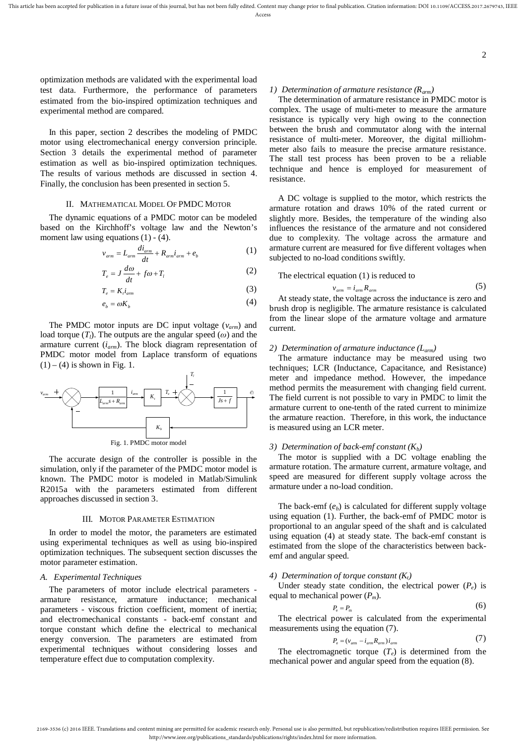optimization methods are validated with the experimental load test data. Furthermore, the performance of parameters estimated from the bio-inspired optimization techniques and experimental method are compared.

In this paper, section 2 describes the modeling of PMDC motor using electromechanical energy conversion principle. Section 3 details the experimental method of parameter estimation as well as bio-inspired optimization techniques. The results of various methods are discussed in section 4. Finally, the conclusion has been presented in section 5.

## II. Mathematical Model Of PMDC Motor

The dynamic equations of a PMDC motor can be modeled based on the Kirchhoff's voltage law and the Newton's moment law using equations (1) - (4).

$$v_{arm} = L_{arm}\frac{di_{arm}}{dt} + R_{arm}i_{arm} + e_b \tag{1}$$

$$T_e = J\frac{d\omega}{dt} + f\omega + T_l \tag{2}$$

$$T_e = K_t i_{arm} \tag{3}$$

$$e_b = \omega K_b \tag{4}$$

The PMDC motor inputs are DC input voltage ($v_{arm}$) and load torque ($T_l$). The outputs are the angular speed ($\omega$) and the armature current ($i_{arm}$). The block diagram representation of PMDC motor model from Laplace transform of equations (1) – (4) is shown in Fig. 1.

Fig. 1. PMDC motor model

The accurate design of the controller is possible in the simulation, only if the parameter of the PMDC motor model is known. The PMDC motor is modeled in Matlab/Simulink R2015a with the parameters estimated from different approaches discussed in section 3.

## III. Motor Parameter Estimation

In order to model the motor, the parameters are estimated using experimental techniques as well as using bio-inspired optimization techniques. The subsequent section discusses the motor parameter estimation.

### A. Experimental Techniques

The parameters of motor include electrical parameters - armature resistance, armature inductance; mechanical parameters - viscous friction coefficient, moment of inertia; and electromechanical constants - back-emf constant and torque constant which define the electrical to mechanical energy conversion. The parameters are estimated from experimental techniques without considering losses and temperature effect due to computation complexity.

#### 1) Determination of armature resistance ($R_{arm}$)

The determination of armature resistance in PMDC motor is complex. The usage of multi-meter to measure the armature resistance is typically very high owing to the connection between the brush and commutator along with the internal resistance of multi-meter. Moreover, the digital milliohm-meter also fails to measure the precise armature resistance. The stall test process has been proven to be a reliable technique and hence is employed for measurement of resistance.

A DC voltage is supplied to the motor, which restricts the armature rotation and draws 10% of the rated current or slightly more. Besides, the temperature of the winding also influences the resistance of the armature and not considered due to complexity. The voltage across the armature and armature current are measured for five different voltages when subjected to no-load conditions swiftly.

The electrical equation (1) is reduced to

$$v_{arm} = i_{arm}R_{arm} \tag{5}$$

At steady state, the voltage across the inductance is zero and brush drop is negligible. The armature resistance is calculated from the linear slope of the armature voltage and armature current.

#### 2) Determination of armature inductance ($L_{arm}$)

The armature inductance may be measured using two techniques; LCR (Inductance, Capacitance, and Resistance) meter and impedance method. However, the impedance method permits the measurement with changing field current. The field current is not possible to vary in PMDC to limit the armature current to one-tenth of the rated current to minimize the armature reaction. Therefore, in this work, the inductance is measured using an LCR meter.

#### 3) Determination of back-emf constant ($K_b$)

The motor is supplied with a DC voltage enabling the armature rotation. The armature current, armature voltage, and speed are measured for different supply voltage across the armature under a no-load condition.

The back-emf ($e_b$) is calculated for different supply voltage using equation (1). Further, the back-emf of PMDC motor is proportional to an angular speed of the shaft and is calculated using equation (4) at steady state. The back-emf constant is estimated from the slope of the characteristics between back-emf and angular speed.

#### 4) Determination of torque constant ($K_t$)

Under steady state condition, the electrical power ($P_e$) is equal to mechanical power ($P_m$).

$$P_e = P_m \tag{6}$$

The electrical power is calculated from the experimental measurements using the equation (7).

$$P_e = (v_{arm} - i_{arm}R_{arm})i_{arm} \tag{7}$$

The electromagnetic torque ($T_e$) is determined from the mechanical power and angular speed from the equation (8).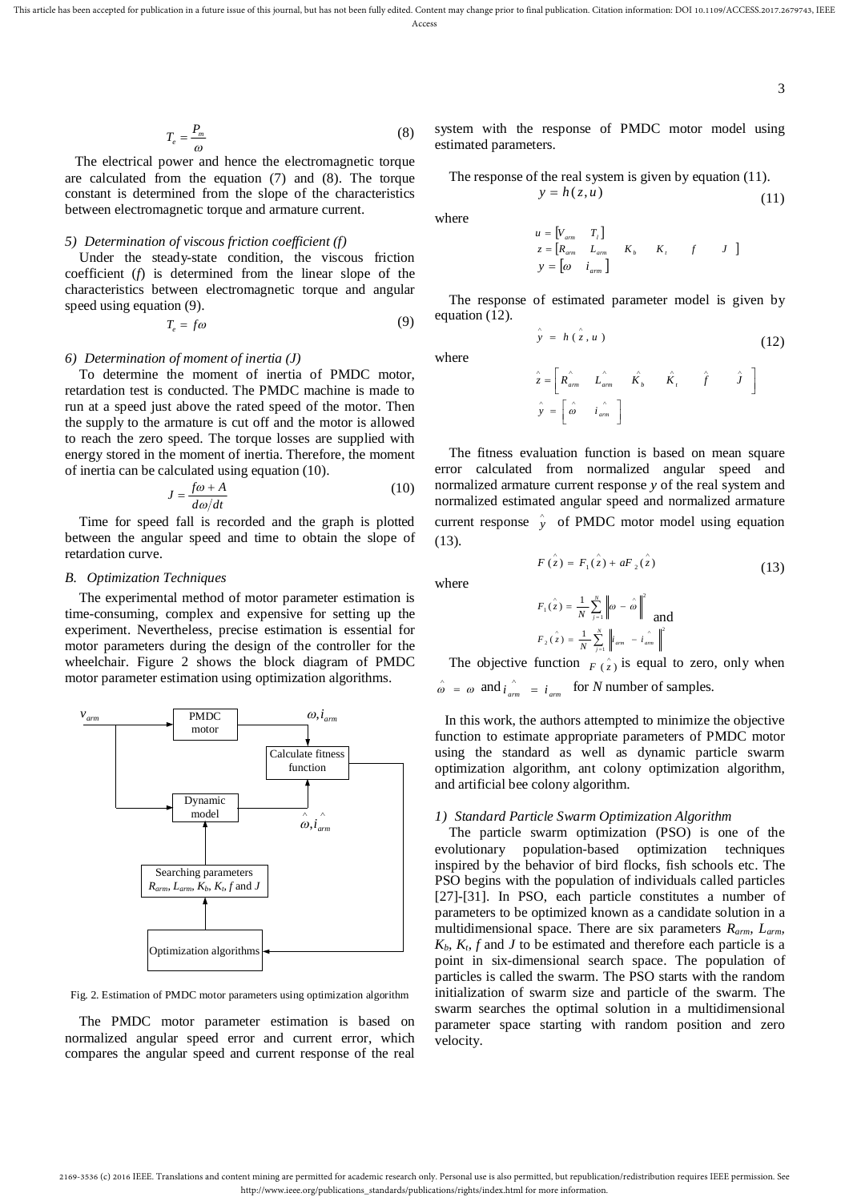$$T_e = \frac{P_m}{\omega} \tag{8}$$

The electrical power and hence the electromagnetic torque are calculated from the equation (7) and (8). The torque constant is determined from the slope of the characteristics between electromagnetic torque and armature current.

*5) Determination of viscous friction coefficient (f)*

Under the steady-state condition, the viscous friction coefficient (*f*) is determined from the linear slope of the characteristics between electromagnetic torque and angular speed using equation (9).

$$T_e = f\omega \tag{9}$$

*6) Determination of moment of inertia (J)*

To determine the moment of inertia of PMDC motor, retardation test is conducted. The PMDC machine is made to run at a speed just above the rated speed of the motor. Then the supply to the armature is cut off and the motor is allowed to reach the zero speed. The torque losses are supplied with energy stored in the moment of inertia. Therefore, the moment of inertia can be calculated using equation (10).

$$J = \frac{f\omega + A}{d\omega/dt} \tag{10}$$

Time for speed fall is recorded and the graph is plotted between the angular speed and time to obtain the slope of retardation curve.

### B. Optimization Techniques

The experimental method of motor parameter estimation is time-consuming, complex and expensive for setting up the experiment. Nevertheless, precise estimation is essential for motor parameters during the design of the controller for the wheelchair. Figure 2 shows the block diagram of PMDC motor parameter estimation using optimization algorithms.

Fig. 2. Estimation of PMDC motor parameters using optimization algorithm

The PMDC motor parameter estimation is based on normalized angular speed error and current error, which compares the angular speed and current response of the real system with the response of PMDC motor model using estimated parameters.

The response of the real system is given by equation (11).

$$y = h(z, u) \tag{11}$$

where

$$u = [V_{arm} \quad T_l]$$
$$z = [R_{arm} \quad L_{arm} \quad K_b \quad K_t \quad f \quad J]$$
$$y = [\omega \quad i_{arm}]$$

The response of estimated parameter model is given by equation (12).

$$\hat{y} = h(\hat{z}, u) \tag{12}$$

where

$$\hat{z} = \left[\hat{R}_{arm} \quad \hat{L}_{arm} \quad \hat{K}_b \quad \hat{K}_t \quad \hat{f} \quad \hat{J}\right]$$
$$\hat{y} = \left[\hat{\omega} \quad \hat{i}_{arm}\right]$$

The fitness evaluation function is based on mean square error calculated from normalized angular speed and normalized armature current response *y* of the real system and normalized estimated angular speed and normalized armature current response $\hat{y}$ of PMDC motor model using equation (13).

$$F(\hat{z}) = F_1(\hat{z}) + aF_2(\hat{z}) \tag{13}$$

where

$$F_1(\hat{z}) = \frac{1}{N}\sum_{j=1}^{N}\left\|\omega - \hat{\omega}\right\|^2 \quad \text{and}$$
$$F_2(\hat{z}) = \frac{1}{N}\sum_{j=1}^{N}\left\|i_{arm} - \hat{i}_{arm}\right\|^2$$

The objective function $F(\hat{z})$ is equal to zero, only when $\hat{\omega} = \omega$ and $\hat{i}_{arm} = i_{arm}$ for *N* number of samples.

In this work, the authors attempted to minimize the objective function to estimate appropriate parameters of PMDC motor using the standard as well as dynamic particle swarm optimization algorithm, ant colony optimization algorithm, and artificial bee colony algorithm.

*1) Standard Particle Swarm Optimization Algorithm*

The particle swarm optimization (PSO) is one of the evolutionary population-based optimization techniques inspired by the behavior of bird flocks, fish schools etc. The PSO begins with the population of individuals called particles [27]-[31]. In PSO, each particle constitutes a number of parameters to be optimized known as a candidate solution in a multidimensional space. There are six parameters $R_{arm}$, $L_{arm}$, $K_b$, $K_t$, *f* and *J* to be estimated and therefore each particle is a point in six-dimensional search space. The population of particles is called the swarm. The PSO starts with the random initialization of swarm size and particle of the swarm. The swarm searches the optimal solution in a multidimensional parameter space starting with random position and zero velocity.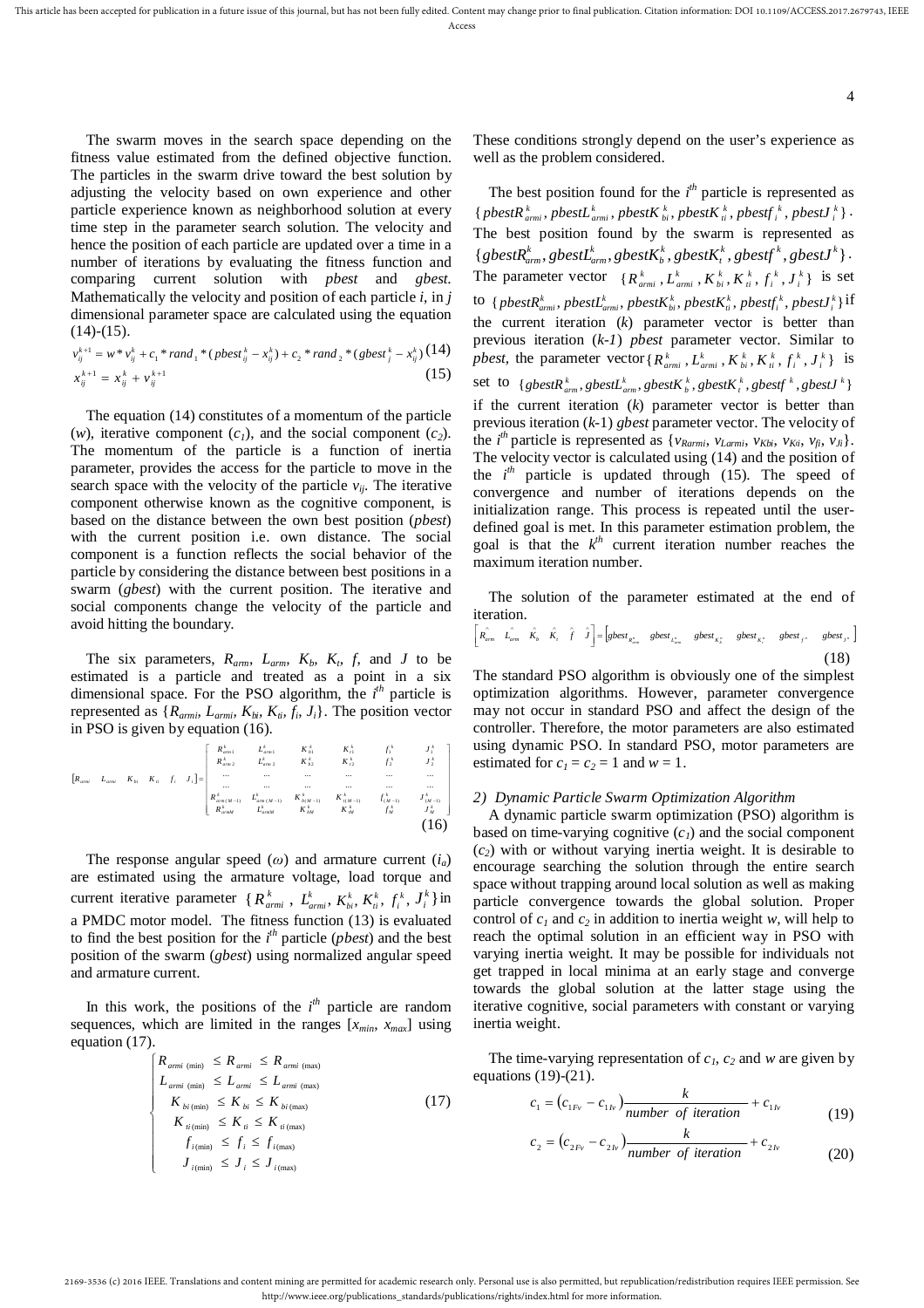The swarm moves in the search space depending on the fitness value estimated from the defined objective function. The particles in the swarm drive toward the best solution by adjusting the velocity based on own experience and other particle experience known as neighborhood solution at every time step in the parameter search solution. The velocity and hence the position of each particle are updated over a time in a number of iterations by evaluating the fitness function and comparing current solution with *pbest* and *gbest*. Mathematically the velocity and position of each particle *i*, in *j* dimensional parameter space are calculated using the equation (14)-(15).

$$v_{ij}^{k+1} = w * v_{ij}^{k} + c_1 * rand_1 * (pbest_{ij}^{k} - x_{ij}^{k}) + c_2 * rand_2 * (gbest_{j}^{k} - x_{ij}^{k}) \quad (14)$$

$$x_{ij}^{k+1} = x_{ij}^{k} + v_{ij}^{k+1} \quad (15)$$

The equation (14) constitutes of a momentum of the particle ($w$), iterative component ($c_1$), and the social component ($c_2$). The momentum of the particle is a function of inertia parameter, provides the access for the particle to move in the search space with the velocity of the particle $v_{ij}$. The iterative component otherwise known as the cognitive component, is based on the distance between the own best position (*pbest*) with the current position i.e. own distance. The social component is a function reflects the social behavior of the particle by considering the distance between best positions in a swarm (*gbest*) with the current position. The iterative and social components change the velocity of the particle and avoid hitting the boundary.

The six parameters, $R_{arm}$, $L_{arm}$, $K_b$, $K_t$, $f$, and $J$ to be estimated is a particle and treated as a point in a six dimensional space. For the PSO algorithm, the $i^{th}$ particle is represented as $\{R_{armi}, L_{armi}, K_{bi}, K_{ti}, f_i, J_i\}$. The position vector in PSO is given by equation (16).

$$\begin{bmatrix} R_{armi} & L_{armi} & K_{bi} & K_{ti} & f_i & J_i \end{bmatrix} = \begin{bmatrix} R_{arm1}^{k} & L_{arm1}^{k} & K_{b1}^{k} & K_{t1}^{k} & f_1^{k} & J_1^{k} \\ R_{arm2}^{k} & L_{arm2}^{k} & K_{b2}^{k} & K_{t2}^{k} & f_2^{k} & J_2^{k} \\ \dots & \dots & \dots & \dots & \dots & \dots \\ \dots & \dots & \dots & \dots & \dots & \dots \\ R_{arm(M-1)}^{k} & L_{arm(M-1)}^{k} & K_{b(M-1)}^{k} & K_{t(M-1)}^{k} & f_{(M-1)}^{k} & J_{(M-1)}^{k} \\ R_{armM}^{k} & L_{armM}^{k} & K_{bM}^{k} & K_{tM}^{k} & f_M^{k} & J_M^{k} \end{bmatrix} \quad (16)$$

The response angular speed ($\omega$) and armature current ($i_a$) are estimated using the armature voltage, load torque and current iterative parameter $\{R_{armi}^{k}, L_{armi}^{k}, K_{bi}^{k}, K_{ti}^{k}, f_i^{k}, J_i^{k}\}$ in a PMDC motor model. The fitness function (13) is evaluated to find the best position for the $i^{th}$ particle (*pbest*) and the best position of the swarm (*gbest*) using normalized angular speed and armature current.

In this work, the positions of the $i^{th}$ particle are random sequences, which are limited in the ranges $[x_{min}, x_{max}]$ using equation (17).

$$\begin{cases} R_{armi\,(\min)} \le R_{armi} \le R_{armi\,(\max)} \\ L_{armi\,(\min)} \le L_{armi} \le L_{armi\,(\max)} \\ K_{bi\,(\min)} \le K_{bi} \le K_{bi\,(\max)} \\ K_{ti\,(\min)} \le K_{ti} \le K_{ti\,(\max)} \\ f_{i\,(\min)} \le f_i \le f_{i\,(\max)} \\ J_{i\,(\min)} \le J_i \le J_{i\,(\max)} \end{cases} \quad (17)$$

These conditions strongly depend on the user's experience as well as the problem considered.

The best position found for the $i^{th}$ particle is represented as $\{pbestR_{armi}^{k}, pbestL_{armi}^{k}, pbestK_{bi}^{k}, pbestK_{ti}^{k}, pbestf_i^{k}, pbestJ_i^{k}\}$. The best position found by the swarm is represented as $\{gbestR_{arm}^{k}, gbestL_{arm}^{k}, gbestK_b^{k}, gbestK_t^{k}, gbestf^{k}, gbestJ^{k}\}$. The parameter vector $\{R_{armi}^{k}, L_{armi}^{k}, K_{bi}^{k}, K_{ti}^{k}, f_i^{k}, J_i^{k}\}$ is set to $\{pbestR_{armi}^{k}, pbestL_{armi}^{k}, pbestK_{bi}^{k}, pbestK_{ti}^{k}, pbestf_i^{k}, pbestJ_i^{k}\}$ if the current iteration ($k$) parameter vector is better than previous iteration ($k$-1) *pbest* parameter vector. Similar to *pbest*, the parameter vector $\{R_{armi}^{k}, L_{armi}^{k}, K_{bi}^{k}, K_{ti}^{k}, f_i^{k}, J_i^{k}\}$ is set to $\{gbestR_{arm}^{k}, gbestL_{arm}^{k}, gbestK_b^{k}, gbestK_t^{k}, gbestf^{k}, gbestJ^{k}\}$ if the current iteration ($k$) parameter vector is better than previous iteration ($k$-1) *gbest* parameter vector. The velocity of the $i^{th}$ particle is represented as $\{v_{Rarmi}, v_{Larmi}, v_{Kbi}, v_{Kti}, v_{fi}, v_{Ji}\}$. The velocity vector is calculated using (14) and the position of the $i^{th}$ particle is updated through (15). The speed of convergence and number of iterations depends on the initialization range. This process is repeated until the user-defined goal is met. In this parameter estimation problem, the goal is that the $k^{th}$ current iteration number reaches the maximum iteration number.

The solution of the parameter estimated at the end of iteration.

$$\begin{bmatrix} \hat{R}_{arm} & \hat{L}_{arm} & \hat{K}_b & \hat{K}_t & \hat{f} & \hat{J} \end{bmatrix} = \begin{bmatrix} gbest_{R_{arm}^{k}} & gbest_{L_{arm}^{k}} & gbest_{K_b^{k}} & gbest_{K_t^{k}} & gbest_{f^{k}} & gbest_{J^{k}} \end{bmatrix} \quad (18)$$

The standard PSO algorithm is obviously one of the simplest optimization algorithms. However, parameter convergence may not occur in standard PSO and affect the design of the controller. Therefore, the motor parameters are also estimated using dynamic PSO. In standard PSO, motor parameters are estimated for $c_1 = c_2 = 1$ and $w = 1$.

### *2) Dynamic Particle Swarm Optimization Algorithm*

A dynamic particle swarm optimization (PSO) algorithm is based on time-varying cognitive ($c_1$) and the social component ($c_2$) with or without varying inertia weight. It is desirable to encourage searching the solution through the entire search space without trapping around local solution as well as making particle convergence towards the global solution. Proper control of $c_1$ and $c_2$ in addition to inertia weight $w$, will help to reach the optimal solution in an efficient way in PSO with varying inertia weight. It may be possible for individuals not get trapped in local minima at an early stage and converge towards the global solution at the latter stage using the iterative cognitive, social parameters with constant or varying inertia weight.

The time-varying representation of $c_1$, $c_2$ and $w$ are given by equations (19)-(21).

$$c_1 = (c_{1Fv} - c_{1Iv}) \frac{k}{number\ of\ iteration} + c_{1Iv} \quad (19)$$

$$c_2 = (c_{2Fv} - c_{2Iv}) \frac{k}{number\ of\ iteration} + c_{2Iv} \quad (20)$$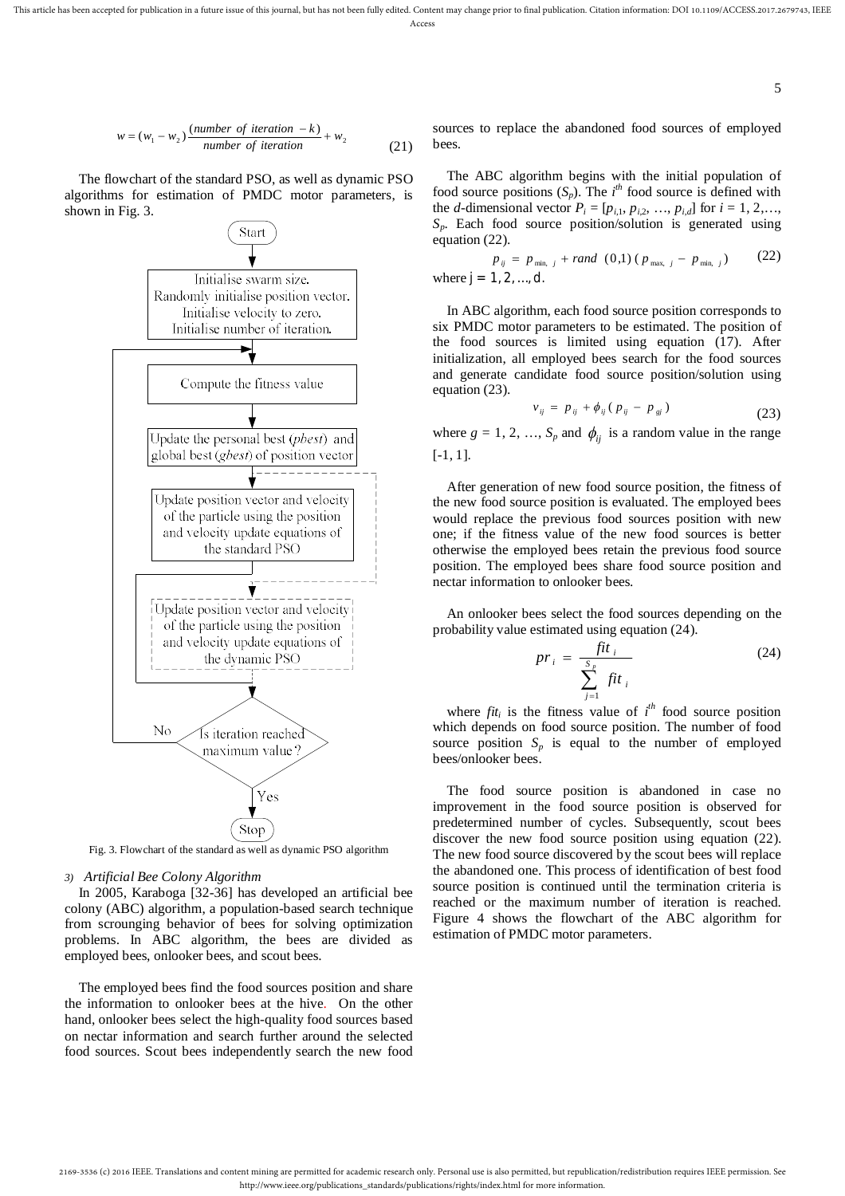$$w = (w_1 - w_2)\frac{(number\ of\ iteration\ - k)}{number\ of\ iteration} + w_2 \tag{21}$$

The flowchart of the standard PSO, as well as dynamic PSO algorithms for estimation of PMDC motor parameters, is shown in Fig. 3.

Fig. 3. Flowchart of the standard as well as dynamic PSO algorithm

### 3) Artificial Bee Colony Algorithm

In 2005, Karaboga [32-36] has developed an artificial bee colony (ABC) algorithm, a population-based search technique from scrounging behavior of bees for solving optimization problems. In ABC algorithm, the bees are divided as employed bees, onlooker bees, and scout bees.

The employed bees find the food sources position and share the information to onlooker bees at the hive. On the other hand, onlooker bees select the high-quality food sources based on nectar information and search further around the selected food sources. Scout bees independently search the new food sources to replace the abandoned food sources of employed bees.

The ABC algorithm begins with the initial population of food source positions ($S_p$). The $i^{th}$ food source is defined with the $d$-dimensional vector $P_i = [p_{i,1}, p_{i,2}, \ldots, p_{i,d}]$ for $i = 1, 2, \ldots, S_p$. Each food source position/solution is generated using equation (22).

$$p_{ij} = p_{\min,\ j} + rand\ (0,1)\,(p_{\max,\ j} - p_{\min,\ j}) \tag{22}$$

where $j = 1, 2, \ldots, d$.

In ABC algorithm, each food source position corresponds to six PMDC motor parameters to be estimated. The position of the food sources is limited using equation (17). After initialization, all employed bees search for the food sources and generate candidate food source position/solution using equation (23).

$$v_{ij} = p_{ij} + \phi_{ij}\,(p_{ij} - p_{gj}) \tag{23}$$

where $g = 1, 2, \ldots, S_p$ and $\phi_{ij}$ is a random value in the range [-1, 1].

After generation of new food source position, the fitness of the new food source position is evaluated. The employed bees would replace the previous food sources position with new one; if the fitness value of the new food sources is better otherwise the employed bees retain the previous food source position. The employed bees share food source position and nectar information to onlooker bees.

An onlooker bees select the food sources depending on the probability value estimated using equation (24).

$$pr_i = \frac{fit_i}{\sum_{j=1}^{S_p} fit_i} \tag{24}$$

where $fit_i$ is the fitness value of $i^{th}$ food source position which depends on food source position. The number of food source position $S_p$ is equal to the number of employed bees/onlooker bees.

The food source position is abandoned in case no improvement in the food source position is observed for predetermined number of cycles. Subsequently, scout bees discover the new food source position using equation (22). The new food source discovered by the scout bees will replace the abandoned one. This process of identification of best food source position is continued until the termination criteria is reached or the maximum number of iteration is reached. Figure 4 shows the flowchart of the ABC algorithm for estimation of PMDC motor parameters.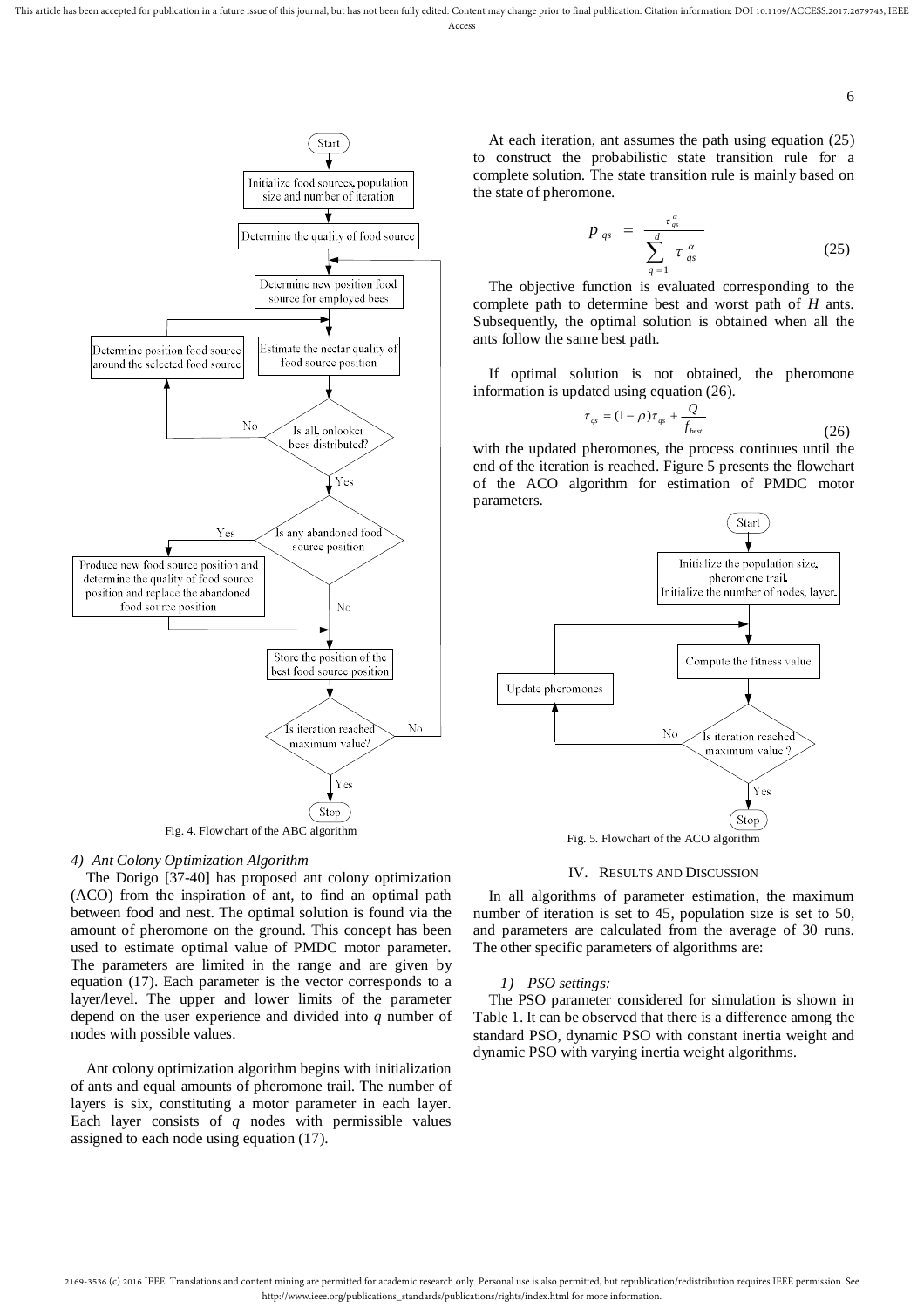Fig. 4. Flowchart of the ABC algorithm

### 4) Ant Colony Optimization Algorithm

The Dorigo [37-40] has proposed ant colony optimization (ACO) from the inspiration of ant, to find an optimal path between food and nest. The optimal solution is found via the amount of pheromone on the ground. This concept has been used to estimate optimal value of PMDC motor parameter. The parameters are limited in the range and are given by equation (17). Each parameter is the vector corresponds to a layer/level. The upper and lower limits of the parameter depend on the user experience and divided into $q$ number of nodes with possible values.

Ant colony optimization algorithm begins with initialization of ants and equal amounts of pheromone trail. The number of layers is six, constituting a motor parameter in each layer. Each layer consists of $q$ nodes with permissible values assigned to each node using equation (17).

At each iteration, ant assumes the path using equation (25) to construct the probabilistic state transition rule for a complete solution. The state transition rule is mainly based on the state of pheromone.

$$p_{qs} = \frac{\tau_{qs}^{\alpha}}{\sum_{q=1}^{d} \tau_{qs}^{\alpha}} \tag{25}$$

The objective function is evaluated corresponding to the complete path to determine best and worst path of $H$ ants. Subsequently, the optimal solution is obtained when all the ants follow the same best path.

If optimal solution is not obtained, the pheromone information is updated using equation (26).

$$\tau_{qs} = (1-\rho)\tau_{qs} + \frac{Q}{f_{best}} \tag{26}$$

with the updated pheromones, the process continues until the end of the iteration is reached. Figure 5 presents the flowchart of the ACO algorithm for estimation of PMDC motor parameters.

Fig. 5. Flowchart of the ACO algorithm

## IV. Results and Discussion

In all algorithms of parameter estimation, the maximum number of iteration is set to 45, population size is set to 50, and parameters are calculated from the average of 30 runs. The other specific parameters of algorithms are:

#### 1) PSO settings:

The PSO parameter considered for simulation is shown in Table 1. It can be observed that there is a difference among the standard PSO, dynamic PSO with constant inertia weight and dynamic PSO with varying inertia weight algorithms.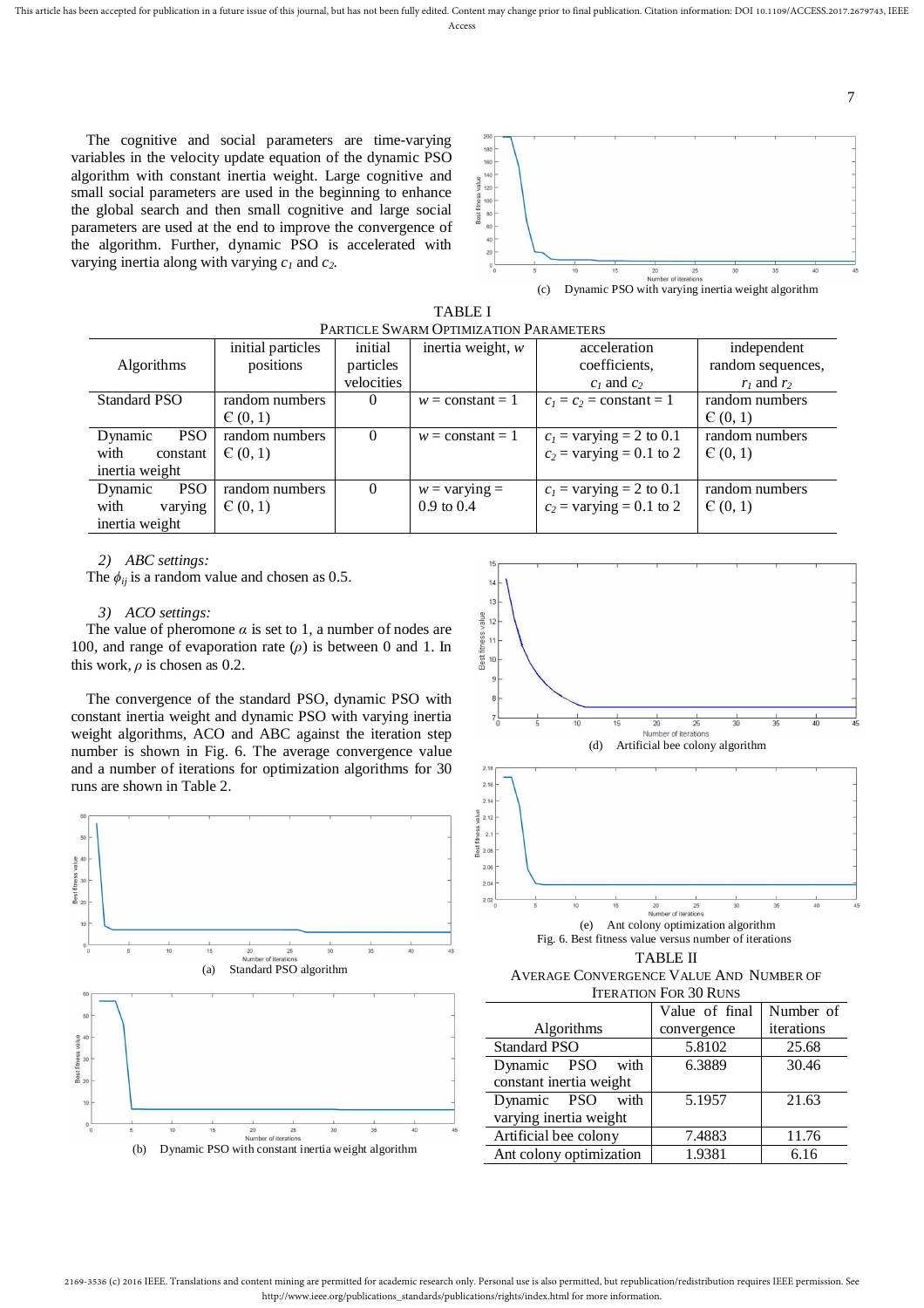The cognitive and social parameters are time-varying variables in the velocity update equation of the dynamic PSO algorithm with constant inertia weight. Large cognitive and small social parameters are used in the beginning to enhance the global search and then small cognitive and large social parameters are used at the end to improve the convergence of the algorithm. Further, dynamic PSO is accelerated with varying inertia along with varying $c_1$ and $c_2$.

(c) Dynamic PSO with varying inertia weight algorithm

TABLE I
PARTICLE SWARM OPTIMIZATION PARAMETERS

| Algorithms | initial particles positions | initial particles velocities | inertia weight, $w$ | acceleration coefficients, $c_1$ and $c_2$ | independent random sequences, $r_1$ and $r_2$ |
|---|---|---|---|---|---|
| Standard PSO | random numbers $\in (0, 1)$ | 0 | $w$ = constant = 1 | $c_1 = c_2$ = constant = 1 | random numbers $\in (0, 1)$ |
| Dynamic PSO with constant inertia weight | random numbers $\in (0, 1)$ | 0 | $w$ = constant = 1 | $c_1$ = varying = 2 to 0.1 $c_2$ = varying = 0.1 to 2 | random numbers $\in (0, 1)$ |
| Dynamic PSO with varying inertia weight | random numbers $\in (0, 1)$ | 0 | $w$ = varying = 0.9 to 0.4 | $c_1$ = varying = 2 to 0.1 $c_2$ = varying = 0.1 to 2 | random numbers $\in (0, 1)$ |

*2) ABC settings:*
The $\phi_{ij}$ is a random value and chosen as 0.5.

*3) ACO settings:*
The value of pheromone $\alpha$ is set to 1, a number of nodes are 100, and range of evaporation rate ($\rho$) is between 0 and 1. In this work, $\rho$ is chosen as 0.2.

The convergence of the standard PSO, dynamic PSO with constant inertia weight and dynamic PSO with varying inertia weight algorithms, ACO and ABC against the iteration step number is shown in Fig. 6. The average convergence value and a number of iterations for optimization algorithms for 30 runs are shown in Table 2.

(a) Standard PSO algorithm

(b) Dynamic PSO with constant inertia weight algorithm

(d) Artificial bee colony algorithm

(e) Ant colony optimization algorithm

Fig. 6. Best fitness value versus number of iterations

TABLE II
AVERAGE CONVERGENCE VALUE AND NUMBER OF ITERATION FOR 30 RUNS

| Algorithms | Value of final convergence | Number of iterations |
|---|---|---|
| Standard PSO | 5.8102 | 25.68 |
| Dynamic PSO with constant inertia weight | 6.3889 | 30.46 |
| Dynamic PSO with varying inertia weight | 5.1957 | 21.63 |
| Artificial bee colony | 7.4883 | 11.76 |
| Ant colony optimization | 1.9381 | 6.16 |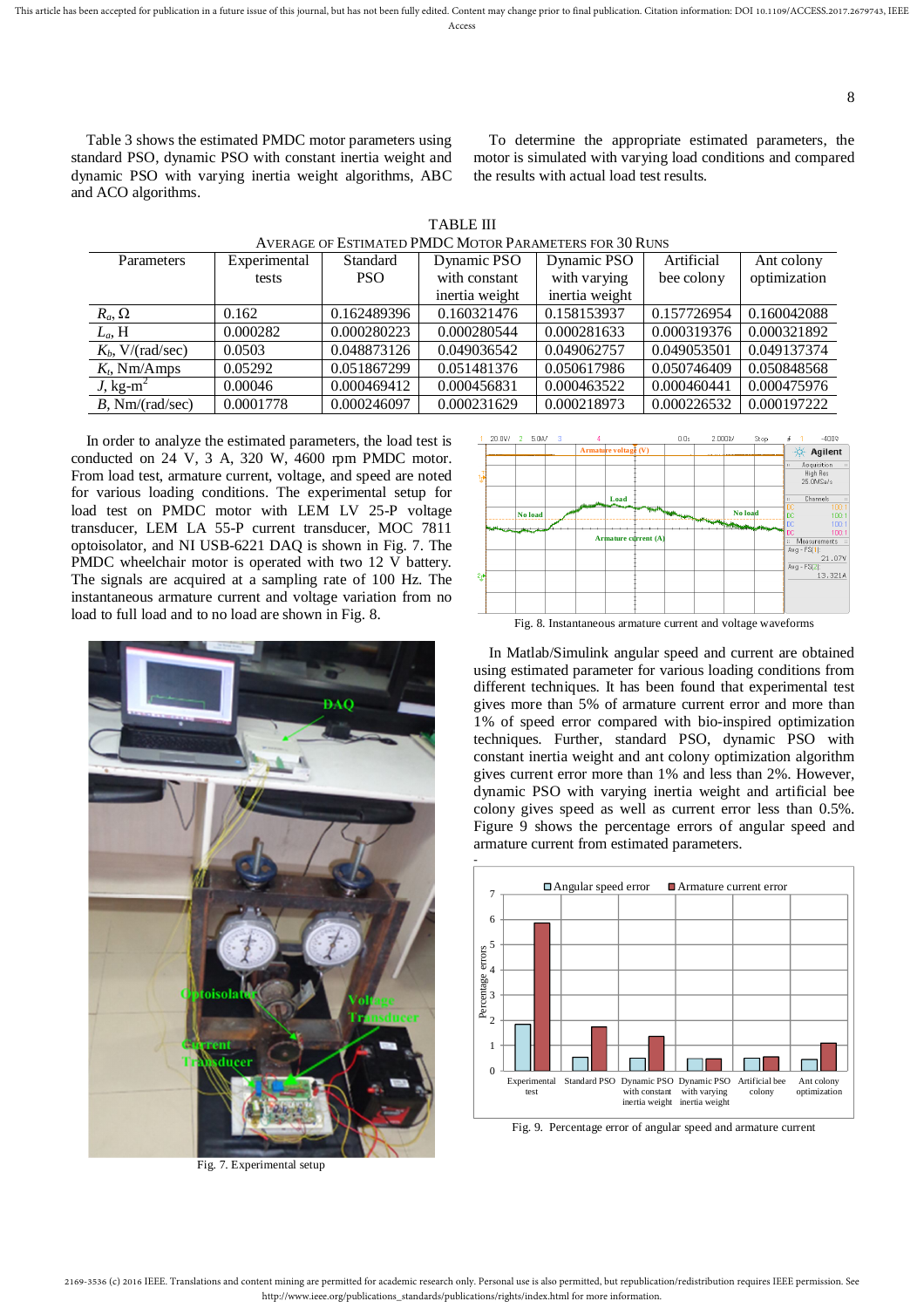Table 3 shows the estimated PMDC motor parameters using standard PSO, dynamic PSO with constant inertia weight and dynamic PSO with varying inertia weight algorithms, ABC and ACO algorithms.

To determine the appropriate estimated parameters, the motor is simulated with varying load conditions and compared the results with actual load test results.

TABLE III
AVERAGE OF ESTIMATED PMDC MOTOR PARAMETERS FOR 30 RUNS

| Parameters | Experimental tests | Standard PSO | Dynamic PSO with constant inertia weight | Dynamic PSO with varying inertia weight | Artificial bee colony | Ant colony optimization |
|---|---|---|---|---|---|---|
| $R_a$, Ω | 0.162 | 0.162489396 | 0.160321476 | 0.158153937 | 0.157726954 | 0.160042088 |
| $L_a$, H | 0.000282 | 0.000280223 | 0.000280544 | 0.000281633 | 0.000319376 | 0.000321892 |
| $K_b$, V/(rad/sec) | 0.0503 | 0.048873126 | 0.049036542 | 0.049062757 | 0.049053501 | 0.049137374 |
| $K_t$, Nm/Amps | 0.05292 | 0.051867299 | 0.051481376 | 0.050617986 | 0.050746409 | 0.050848568 |
| $J$, kg-m$^2$ | 0.00046 | 0.000469412 | 0.000456831 | 0.000463522 | 0.000460441 | 0.000475976 |
| $B$, Nm/(rad/sec) | 0.0001778 | 0.000246097 | 0.000231629 | 0.000218973 | 0.000226532 | 0.000197222 |

In order to analyze the estimated parameters, the load test is conducted on 24 V, 3 A, 320 W, 4600 rpm PMDC motor. From load test, armature current, voltage, and speed are noted for various loading conditions. The experimental setup for load test on PMDC motor with LEM LV 25-P voltage transducer, LEM LA 55-P current transducer, MOC 7811 optoisolator, and NI USB-6221 DAQ is shown in Fig. 7. The PMDC wheelchair motor is operated with two 12 V battery. The signals are acquired at a sampling rate of 100 Hz. The instantaneous armature current and voltage variation from no load to full load and to no load are shown in Fig. 8.

Fig. 7. Experimental setup

Fig. 8. Instantaneous armature current and voltage waveforms

In Matlab/Simulink angular speed and current are obtained using estimated parameter for various loading conditions from different techniques. It has been found that experimental test gives more than 5% of armature current error and more than 1% of speed error compared with bio-inspired optimization techniques. Further, standard PSO, dynamic PSO with constant inertia weight and ant colony optimization algorithm gives current error more than 1% and less than 2%. However, dynamic PSO with varying inertia weight and artificial bee colony gives speed as well as current error less than 0.5%. Figure 9 shows the percentage errors of angular speed and armature current from estimated parameters.

Fig. 9. Percentage error of angular speed and armature current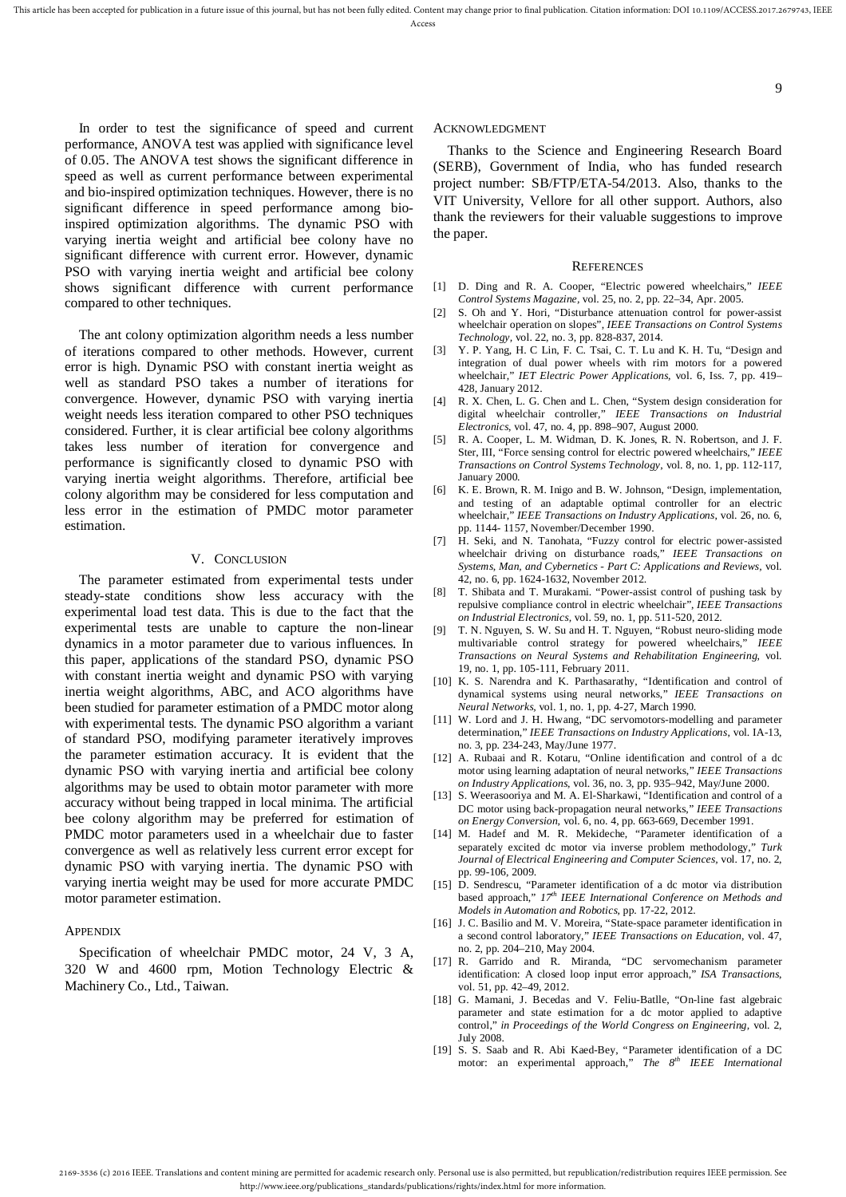In order to test the significance of speed and current performance, ANOVA test was applied with significance level of 0.05. The ANOVA test shows the significant difference in speed as well as current performance between experimental and bio-inspired optimization techniques. However, there is no significant difference in speed performance among bio-inspired optimization algorithms. The dynamic PSO with varying inertia weight and artificial bee colony have no significant difference with current error. However, dynamic PSO with varying inertia weight and artificial bee colony shows significant difference with current performance compared to other techniques.

The ant colony optimization algorithm needs a less number of iterations compared to other methods. However, current error is high. Dynamic PSO with constant inertia weight as well as standard PSO takes a number of iterations for convergence. However, dynamic PSO with varying inertia weight needs less iteration compared to other PSO techniques considered. Further, it is clear artificial bee colony algorithms takes less number of iteration for convergence and performance is significantly closed to dynamic PSO with varying inertia weight algorithms. Therefore, artificial bee colony algorithm may be considered for less computation and less error in the estimation of PMDC motor parameter estimation.

## V. Conclusion

The parameter estimated from experimental tests under steady-state conditions show less accuracy with the experimental load test data. This is due to the fact that the experimental tests are unable to capture the non-linear dynamics in a motor parameter due to various influences. In this paper, applications of the standard PSO, dynamic PSO with constant inertia weight and dynamic PSO with varying inertia weight algorithms, ABC, and ACO algorithms have been studied for parameter estimation of a PMDC motor along with experimental tests. The dynamic PSO algorithm a variant of standard PSO, modifying parameter iteratively improves the parameter estimation accuracy. It is evident that the dynamic PSO with varying inertia and artificial bee colony algorithms may be used to obtain motor parameter with more accuracy without being trapped in local minima. The artificial bee colony algorithm may be preferred for estimation of PMDC motor parameters used in a wheelchair due to faster convergence as well as relatively less current error except for dynamic PSO with varying inertia. The dynamic PSO with varying inertia weight may be used for more accurate PMDC motor parameter estimation.

## Appendix

Specification of wheelchair PMDC motor, 24 V, 3 A, 320 W and 4600 rpm, Motion Technology Electric & Machinery Co., Ltd., Taiwan.

## Acknowledgment

Thanks to the Science and Engineering Research Board (SERB), Government of India, who has funded research project number: SB/FTP/ETA-54/2013. Also, thanks to the VIT University, Vellore for all other support. Authors, also thank the reviewers for their valuable suggestions to improve the paper.

## References

[1] D. Ding and R. A. Cooper, "Electric powered wheelchairs," *IEEE Control Systems Magazine*, vol. 25, no. 2, pp. 22–34, Apr. 2005.

[2] S. Oh and Y. Hori, "Disturbance attenuation control for power-assist wheelchair operation on slopes", *IEEE Transactions on Control Systems Technology*, vol. 22, no. 3, pp. 828-837, 2014.

[3] Y. P. Yang, H. C Lin, F. C. Tsai, C. T. Lu and K. H. Tu, "Design and integration of dual power wheels with rim motors for a powered wheelchair," *IET Electric Power Applications*, vol. 6, Iss. 7, pp. 419–428, January 2012.

[4] R. X. Chen, L. G. Chen and L. Chen, "System design consideration for digital wheelchair controller," *IEEE Transactions on Industrial Electronics*, vol. 47, no. 4, pp. 898–907, August 2000.

[5] R. A. Cooper, L. M. Widman, D. K. Jones, R. N. Robertson, and J. F. Ster, III, "Force sensing control for electric powered wheelchairs," *IEEE Transactions on Control Systems Technology*, vol. 8, no. 1, pp. 112-117, January 2000.

[6] K. E. Brown, R. M. Inigo and B. W. Johnson, "Design, implementation, and testing of an adaptable optimal controller for an electric wheelchair," *IEEE Transactions on Industry Applications*, vol. 26, no. 6, pp. 1144- 1157, November/December 1990.

[7] H. Seki, and N. Tanohata, "Fuzzy control for electric power-assisted wheelchair driving on disturbance roads," *IEEE Transactions on Systems, Man, and Cybernetics - Part C: Applications and Reviews*, vol. 42, no. 6, pp. 1624-1632, November 2012.

[8] T. Shibata and T. Murakami. "Power-assist control of pushing task by repulsive compliance control in electric wheelchair", *IEEE Transactions on Industrial Electronics*, vol. 59, no. 1, pp. 511-520, 2012.

[9] T. N. Nguyen, S. W. Su and H. T. Nguyen, "Robust neuro-sliding mode multivariable control strategy for powered wheelchairs," *IEEE Transactions on Neural Systems and Rehabilitation Engineering*, vol. 19, no. 1, pp. 105-111, February 2011.

[10] K. S. Narendra and K. Parthasarathy, "Identification and control of dynamical systems using neural networks," *IEEE Transactions on Neural Networks*, vol. 1, no. 1, pp. 4-27, March 1990.

[11] W. Lord and J. H. Hwang, "DC servomotors-modelling and parameter determination," *IEEE Transactions on Industry Applications*, vol. IA-13, no. 3, pp. 234-243, May/June 1977.

[12] A. Rubaai and R. Kotaru, "Online identification and control of a dc motor using learning adaptation of neural networks," *IEEE Transactions on Industry Applications*, vol. 36, no. 3, pp. 935–942, May/June 2000.

[13] S. Weerasooriya and M. A. El-Sharkawi, "Identification and control of a DC motor using back-propagation neural networks," *IEEE Transactions on Energy Conversion*, vol. 6, no. 4, pp. 663-669, December 1991.

[14] M. Hadef and M. R. Mekideche, "Parameter identification of a separately excited dc motor via inverse problem methodology," *Turk Journal of Electrical Engineering and Computer Sciences*, vol. 17, no. 2, pp. 99-106, 2009.

[15] D. Sendrescu, "Parameter identification of a dc motor via distribution based approach," *17th IEEE International Conference on Methods and Models in Automation and Robotics*, pp. 17-22, 2012.

[16] J. C. Basilio and M. V. Moreira, "State-space parameter identification in a second control laboratory," *IEEE Transactions on Education*, vol. 47, no. 2, pp. 204–210, May 2004.

[17] R. Garrido and R. Miranda, "DC servomechanism parameter identification: A closed loop input error approach," *ISA Transactions*, vol. 51, pp. 42–49, 2012.

[18] G. Mamani, J. Becedas and V. Feliu-Batlle, "On-line fast algebraic parameter and state estimation for a dc motor applied to adaptive control," *in Proceedings of the World Congress on Engineering*, vol. 2, July 2008.

[19] S. S. Saab and R. Abi Kaed-Bey, "Parameter identification of a DC motor: an experimental approach," *The 8th IEEE International*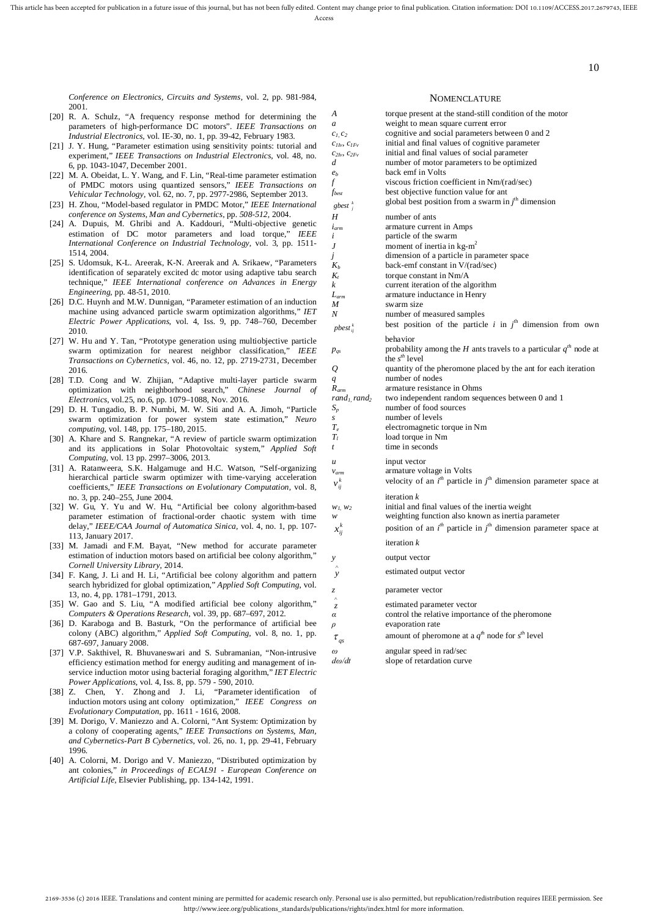*Conference on Electronics, Circuits and Systems*, vol. 2, pp. 981-984, 2001.

[20] R. A. Schulz, "A frequency response method for determining the parameters of high-performance DC motors". *IEEE Transactions on Industrial Electronics*, vol. IE-30, no. 1, pp. 39-42, February 1983.

[21] J. Y. Hung, "Parameter estimation using sensitivity points: tutorial and experiment," *IEEE Transactions on Industrial Electronics*, vol. 48, no. 6, pp. 1043-1047, December 2001.

[22] M. A. Obeidat, L. Y. Wang, and F. Lin, "Real-time parameter estimation of PMDC motors using quantized sensors," *IEEE Transactions on Vehicular Technology*, vol. 62, no. 7, pp. 2977-2986, September 2013.

[23] H. Zhou, "Model-based regulator in PMDC Motor," *IEEE International conference on Systems, Man and Cybernetics*, pp. *508-512*, 2004.

[24] A. Dupuis, M. Ghribi and A. Kaddouri, "Multi-objective genetic estimation of DC motor parameters and load torque," *IEEE International Conference on Industrial Technology*, vol. 3, pp. 1511-1514, 2004.

[25] S. Udomsuk, K-L. Areerak, K-N. Areerak and A. Srikaew, "Parameters identification of separately excited dc motor using adaptive tabu search technique," *IEEE International conference on Advances in Energy Engineering*, pp. 48-51, 2010.

[26] D.C. Huynh and M.W. Dunnigan, "Parameter estimation of an induction machine using advanced particle swarm optimization algorithms," *IET Electric Power Applications*, vol. 4, Iss. 9, pp. 748–760, December 2010.

[27] W. Hu and Y. Tan, "Prototype generation using multiobjective particle swarm optimization for nearest neighbor classification," *IEEE Transactions on Cybernetics*, vol. 46, no. 12, pp. 2719-2731, December 2016.

[28] T.D. Cong and W. Zhijian, "Adaptive multi-layer particle swarm optimization with neighborhood search," *Chinese Journal of Electronics*, vol.25, no.6, pp. 1079–1088, Nov. 2016.

[29] D. H. Tungadio, B. P. Numbi, M. W. Siti and A. A. Jimoh, "Particle swarm optimization for power system state estimation," *Neuro computing*, vol. 148, pp. 175–180, 2015.

[30] A. Khare and S. Rangnekar, "A review of particle swarm optimization and its applications in Solar Photovoltaic system," *Applied Soft Computing*, vol. 13 pp. 2997–3006, 2013.

[31] A. Ratanweera, S.K. Halgamuge and H.C. Watson, "Self-organizing hierarchical particle swarm optimizer with time-varying acceleration coefficients," *IEEE Transactions on Evolutionary Computation*, vol. 8, no. 3, pp. 240–255, June 2004.

[32] W. Gu, Y. Yu and W. Hu, "Artificial bee colony algorithm-based parameter estimation of fractional-order chaotic system with time delay," *IEEE/CAA Journal of Automatica Sinica*, vol. 4, no. 1, pp. 107-113, January 2017.

[33] M. Jamadi and F.M. Bayat, "New method for accurate parameter estimation of induction motors based on artificial bee colony algorithm," *Cornell University Library*, 2014.

[34] F. Kang, J. Li and H. Li, "Artificial bee colony algorithm and pattern search hybridized for global optimization," *Applied Soft Computing*, vol. 13, no. 4, pp. 1781–1791, 2013.

[35] W. Gao and S. Liu, "A modified artificial bee colony algorithm," *Computers & Operations Research*, vol. 39, pp. 687–697, 2012.

[36] D. Karaboga and B. Basturk, "On the performance of artificial bee colony (ABC) algorithm," *Applied Soft Computing*, vol. 8, no. 1, pp. 687-697, January 2008.

[37] V.P. Sakthivel, R. Bhuvaneswari and S. Subramanian, "Non-intrusive efficiency estimation method for energy auditing and management of in-service induction motor using bacterial foraging algorithm," *IET Electric Power Applications*, vol. 4, Iss. 8, pp. 579 - 590, 2010.

[38] Z. Chen, Y. Zhong and J. Li, "Parameter identification of induction motors using ant colony optimization," *IEEE Congress on Evolutionary Computation*, pp. 1611 - 1616, 2008.

[39] M. Dorigo, V. Maniezzo and A. Colorni, "Ant System: Optimization by a colony of cooperating agents," *IEEE Transactions on Systems, Man, and Cybernetics-Part B Cybernetics*, vol. 26, no. 1, pp. 29-41, February 1996.

[40] A. Colorni, M. Dorigo and V. Maniezzo, "Distributed optimization by ant colonies," *in Proceedings of ECAL91 - European Conference on Artificial Life*, Elsevier Publishing, pp. 134-142, 1991.

## Nomenclature

| Symbol | Description |
|---|---|
| $A$ | torque present at the stand-still condition of the motor |
| $a$ | weight to mean square current error |
| $c_1, c_2$ | cognitive and social parameters between 0 and 2 |
| $c_{1Iv}, c_{1Fv}$ | initial and final values of cognitive parameter |
| $c_{2Iv}, c_{2Fv}$ | initial and final values of social parameter |
| $d$ | number of motor parameters to be optimized |
| $e_b$ | back emf in Volts |
| $f$ | viscous friction coefficient in Nm/(rad/sec) |
| $f_{best}$ | best objective function value for ant |
| $gbest_j^k$ | global best position from a swarm in $j^{th}$ dimension |
| $H$ | number of ants |
| $i_{arm}$ | armature current in Amps |
| $i$ | particle of the swarm |
| $J$ | moment of inertia in kg-m$^2$ |
| $j$ | dimension of a particle in parameter space |
| $K_b$ | back-emf constant in V/(rad/sec) |
| $K_t$ | torque constant in Nm/A |
| $k$ | current iteration of the algorithm |
| $L_{arm}$ | armature inductance in Henry |
| $M$ | swarm size |
| $N$ | number of measured samples |
| $pbest_{ij}^k$ | best position of the particle $i$ in $j^{th}$ dimension from own behavior |
| $p_{qs}$ | probability among the $H$ ants travels to a particular $q^{th}$ node at the $s^{th}$ level |
| $Q$ | quantity of the pheromone placed by the ant for each iteration |
| $q$ | number of nodes |
| $R_{arm}$ | armature resistance in Ohms |
| $rand_1, rand_2$ | two independent random sequences between 0 and 1 |
| $S_p$ | number of food sources |
| $s$ | number of levels |
| $T_e$ | electromagnetic torque in Nm |
| $T_l$ | load torque in Nm |
| $t$ | time in seconds |
| $u$ | input vector |
| $v_{arm}$ | armature voltage in Volts |
| $v_{ij}^k$ | velocity of an $i^{th}$ particle in $j^{th}$ dimension parameter space at iteration $k$ |
| $w_1, w_2$ | initial and final values of the inertia weight |
| $w$ | weighting function also known as inertia parameter |
| $x_{ij}^k$ | position of an $i^{th}$ particle in $j^{th}$ dimension parameter space at iteration $k$ |
| $y$ | output vector |
| $\hat{y}$ | estimated output vector |
| $z$ | parameter vector |
| $\hat{z}$ | estimated parameter vector |
| $\alpha$ | control the relative importance of the pheromone |
| $\rho$ | evaporation rate |
| $\tau_{qs}$ | amount of pheromone at a $q^{th}$ node for $s^{th}$ level |
| $\omega$ | angular speed in rad/sec |
| $d\omega/dt$ | slope of retardation curve |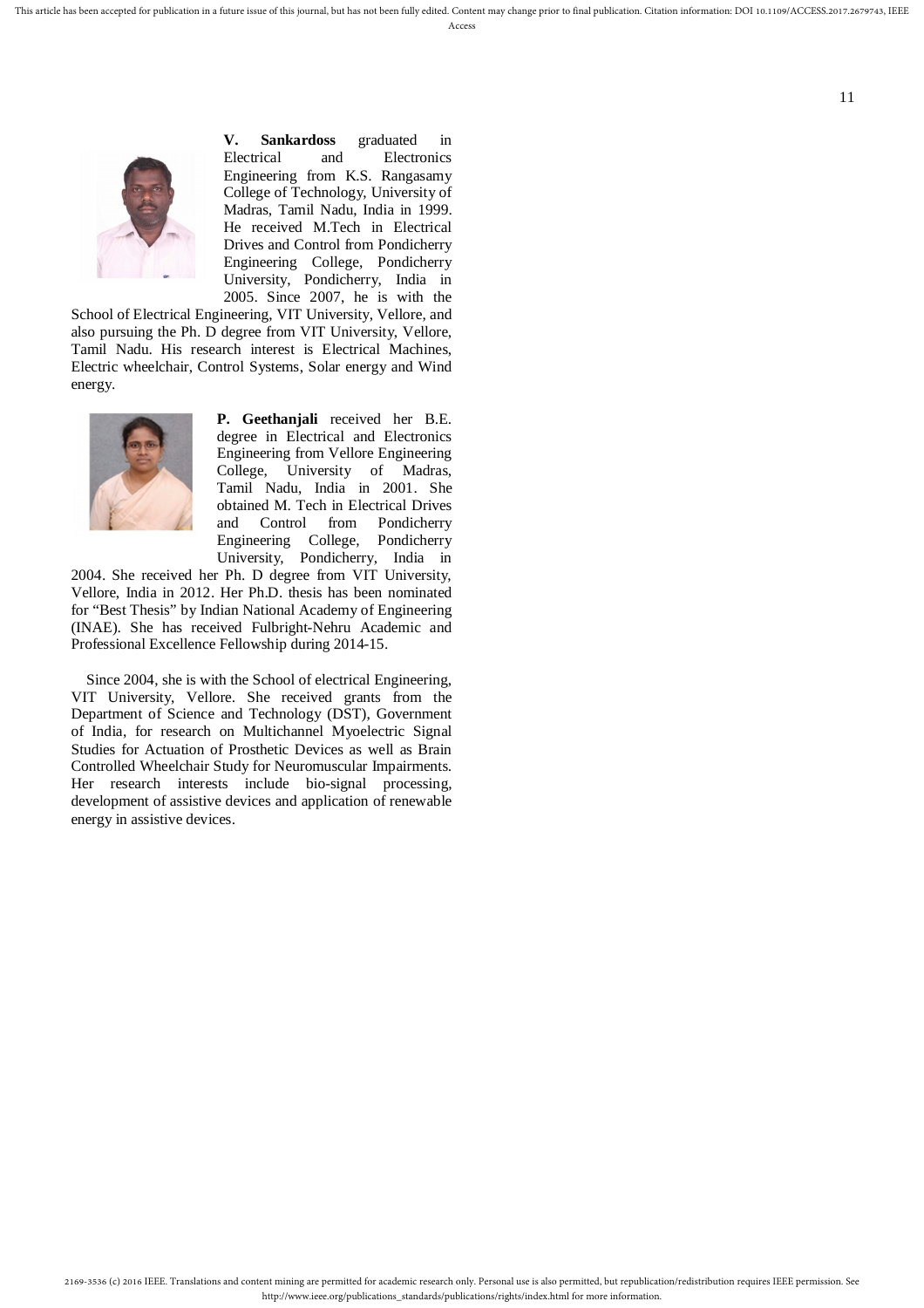**V. Sankardoss** graduated in Electrical and Electronics Engineering from K.S. Rangasamy College of Technology, University of Madras, Tamil Nadu, India in 1999. He received M.Tech in Electrical Drives and Control from Pondicherry Engineering College, Pondicherry University, Pondicherry, India in 2005. Since 2007, he is with the School of Electrical Engineering, VIT University, Vellore, and also pursuing the Ph. D degree from VIT University, Vellore, Tamil Nadu. His research interest is Electrical Machines, Electric wheelchair, Control Systems, Solar energy and Wind energy.

**P. Geethanjali** received her B.E. degree in Electrical and Electronics Engineering from Vellore Engineering College, University of Madras, Tamil Nadu, India in 2001. She obtained M. Tech in Electrical Drives and Control from Pondicherry Engineering College, Pondicherry University, Pondicherry, India in 2004. She received her Ph. D degree from VIT University, Vellore, India in 2012. Her Ph.D. thesis has been nominated for "Best Thesis" by Indian National Academy of Engineering (INAE). She has received Fulbright-Nehru Academic and Professional Excellence Fellowship during 2014-15.

Since 2004, she is with the School of electrical Engineering, VIT University, Vellore. She received grants from the Department of Science and Technology (DST), Government of India, for research on Multichannel Myoelectric Signal Studies for Actuation of Prosthetic Devices as well as Brain Controlled Wheelchair Study for Neuromuscular Impairments. Her research interests include bio-signal processing, development of assistive devices and application of renewable energy in assistive devices.